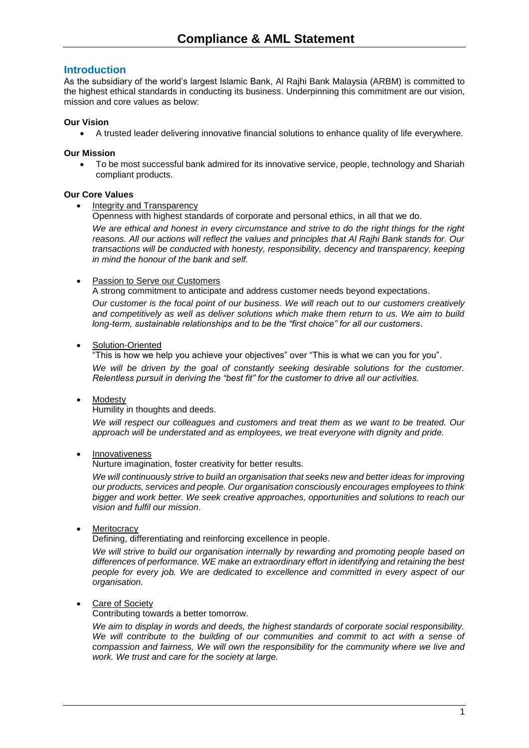# Compliance & AML Statement

## Introduction

As the subsidiary of the world's largest Islamic Bank, Al Rajhi Bank Malaysia (ARBM) is committed to the highest ethical standards in conducting its business. Underpinning this commitment are our vision, mission and core values as below:

**Our Vision**

- A trusted leader delivering innovative financial solutions to enhance quality of life everywhere.

**Our Mission**

- To be most successful bank admired for its innovative service, people, technology and Shariah compliant products.

**Our Core Values**

- <u>Integrity and Transparency</u>
  Openness with highest standards of corporate and personal ethics, in all that we do.
  *We are ethical and honest in every circumstance and strive to do the right things for the right reasons. All our actions will reflect the values and principles that Al Rajhi Bank stands for. Our transactions will be conducted with honesty, responsibility, decency and transparency, keeping in mind the honour of the bank and self.*

- <u>Passion to Serve our Customers</u>
  A strong commitment to anticipate and address customer needs beyond expectations.
  *Our customer is the focal point of our business. We will reach out to our customers creatively and competitively as well as deliver solutions which make them return to us. We aim to build long-term, sustainable relationships and to be the "first choice" for all our customers*.

- <u>Solution-Oriented</u>
  "This is how we help you achieve your objectives" over "This is what we can you for you".
  *We will be driven by the goal of constantly seeking desirable solutions for the customer. Relentless pursuit in deriving the "best fit" for the customer to drive all our activities.*

- <u>Modesty</u>
  Humility in thoughts and deeds.
  *We will respect our colleagues and customers and treat them as we want to be treated. Our approach will be understated and as employees, we treat everyone with dignity and pride.*

- <u>Innovativeness</u>
  Nurture imagination, foster creativity for better results.
  *We will continuously strive to build an organisation that seeks new and better ideas for improving our products, services and people. Our organisation consciously encourages employees to think bigger and work better. We seek creative approaches, opportunities and solutions to reach our vision and fulfil our mission*.

- <u>Meritocracy</u>
  Defining, differentiating and reinforcing excellence in people.
  *We will strive to build our organisation internally by rewarding and promoting people based on differences of performance. WE make an extraordinary effort in identifying and retaining the best people for every job. We are dedicated to excellence and committed in every aspect of our organisation.*

- <u>Care of Society</u>
  Contributing towards a better tomorrow.
  *We aim to display in words and deeds, the highest standards of corporate social responsibility. We will contribute to the building of our communities and commit to act with a sense of compassion and fairness, We will own the responsibility for the community where we live and work. We trust and care for the society at large.*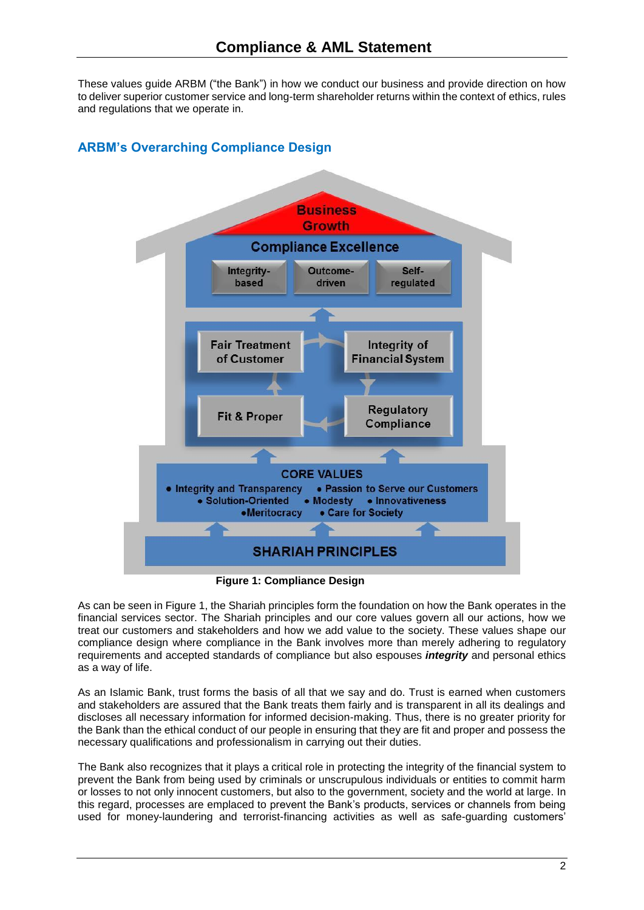# Compliance & AML Statement

These values guide ARBM ("the Bank") in how we conduct our business and provide direction on how to deliver superior customer service and long-term shareholder returns within the context of ethics, rules and regulations that we operate in.

## ARBM's Overarching Compliance Design

Business Growth

Compliance Excellence

Integrity-based

Outcome-driven

Self-regulated

Fair Treatment of Customer

Integrity of Financial System

Fit & Proper

Regulatory Compliance

CORE VALUES

• Integrity and Transparency • Passion to Serve our Customers

• Solution-Oriented • Modesty • Innovativeness

•Meritocracy • Care for Society

SHARIAH PRINCIPLES

**Figure 1: Compliance Design**

As can be seen in Figure 1, the Shariah principles form the foundation on how the Bank operates in the financial services sector. The Shariah principles and our core values govern all our actions, how we treat our customers and stakeholders and how we add value to the society. These values shape our compliance design where compliance in the Bank involves more than merely adhering to regulatory requirements and accepted standards of compliance but also espouses ***integrity*** and personal ethics as a way of life.

As an Islamic Bank, trust forms the basis of all that we say and do. Trust is earned when customers and stakeholders are assured that the Bank treats them fairly and is transparent in all its dealings and discloses all necessary information for informed decision-making. Thus, there is no greater priority for the Bank than the ethical conduct of our people in ensuring that they are fit and proper and possess the necessary qualifications and professionalism in carrying out their duties.

The Bank also recognizes that it plays a critical role in protecting the integrity of the financial system to prevent the Bank from being used by criminals or unscrupulous individuals or entities to commit harm or losses to not only innocent customers, but also to the government, society and the world at large. In this regard, processes are emplaced to prevent the Bank's products, services or channels from being used for money-laundering and terrorist-financing activities as well as safe-guarding customers'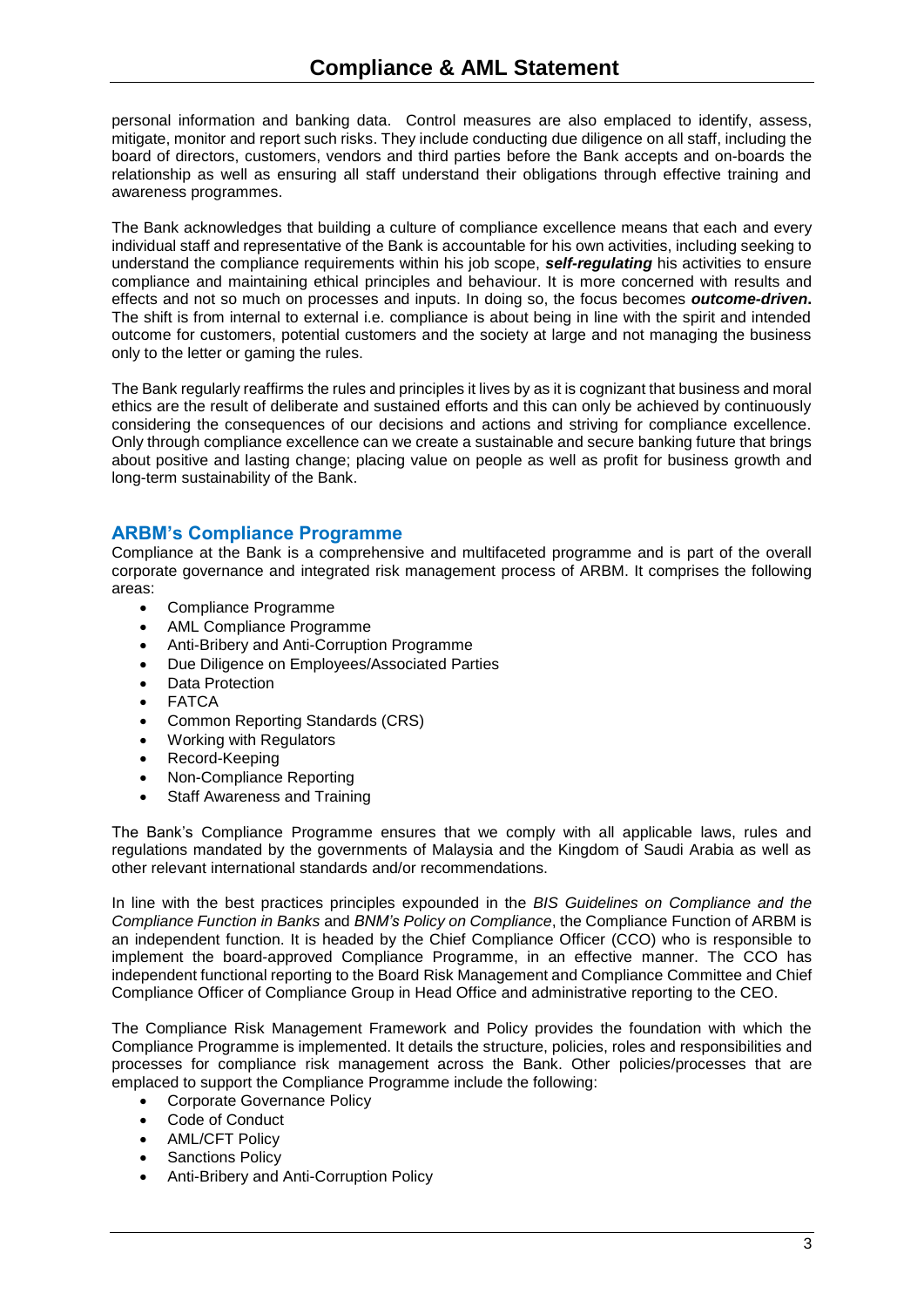personal information and banking data. Control measures are also emplaced to identify, assess, mitigate, monitor and report such risks. They include conducting due diligence on all staff, including the board of directors, customers, vendors and third parties before the Bank accepts and on-boards the relationship as well as ensuring all staff understand their obligations through effective training and awareness programmes.

The Bank acknowledges that building a culture of compliance excellence means that each and every individual staff and representative of the Bank is accountable for his own activities, including seeking to understand the compliance requirements within his job scope, ***self-regulating*** his activities to ensure compliance and maintaining ethical principles and behaviour. It is more concerned with results and effects and not so much on processes and inputs. In doing so, the focus becomes ***outcome-driven***. The shift is from internal to external i.e. compliance is about being in line with the spirit and intended outcome for customers, potential customers and the society at large and not managing the business only to the letter or gaming the rules.

The Bank regularly reaffirms the rules and principles it lives by as it is cognizant that business and moral ethics are the result of deliberate and sustained efforts and this can only be achieved by continuously considering the consequences of our decisions and actions and striving for compliance excellence. Only through compliance excellence can we create a sustainable and secure banking future that brings about positive and lasting change; placing value on people as well as profit for business growth and long-term sustainability of the Bank.

## ARBM's Compliance Programme

Compliance at the Bank is a comprehensive and multifaceted programme and is part of the overall corporate governance and integrated risk management process of ARBM. It comprises the following areas:

- Compliance Programme
- AML Compliance Programme
- Anti-Bribery and Anti-Corruption Programme
- Due Diligence on Employees/Associated Parties
- Data Protection
- FATCA
- Common Reporting Standards (CRS)
- Working with Regulators
- Record-Keeping
- Non-Compliance Reporting
- Staff Awareness and Training

The Bank's Compliance Programme ensures that we comply with all applicable laws, rules and regulations mandated by the governments of Malaysia and the Kingdom of Saudi Arabia as well as other relevant international standards and/or recommendations.

In line with the best practices principles expounded in the *BIS Guidelines on Compliance and the Compliance Function in Banks* and *BNM's Policy on Compliance*, the Compliance Function of ARBM is an independent function. It is headed by the Chief Compliance Officer (CCO) who is responsible to implement the board-approved Compliance Programme, in an effective manner. The CCO has independent functional reporting to the Board Risk Management and Compliance Committee and Chief Compliance Officer of Compliance Group in Head Office and administrative reporting to the CEO.

The Compliance Risk Management Framework and Policy provides the foundation with which the Compliance Programme is implemented. It details the structure, policies, roles and responsibilities and processes for compliance risk management across the Bank. Other policies/processes that are emplaced to support the Compliance Programme include the following:

- Corporate Governance Policy
- Code of Conduct
- AML/CFT Policy
- Sanctions Policy
- Anti-Bribery and Anti-Corruption Policy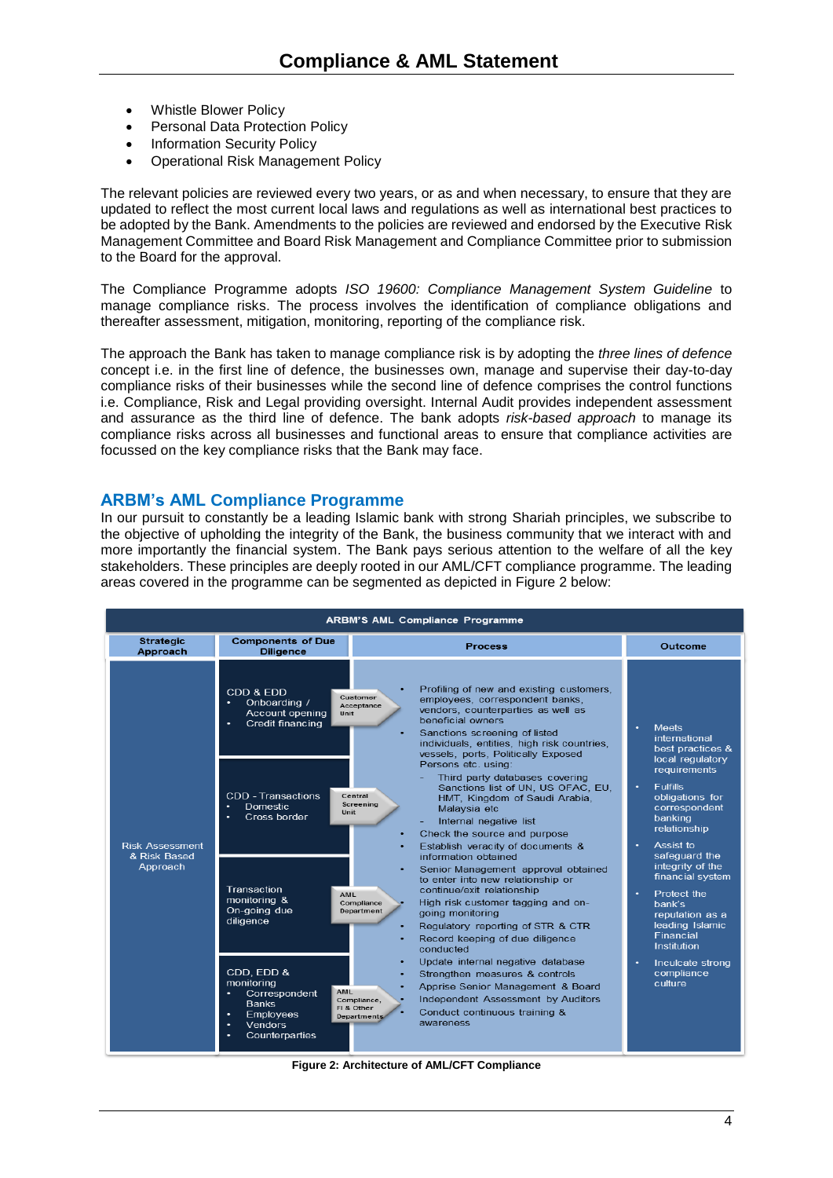- Whistle Blower Policy
- Personal Data Protection Policy
- Information Security Policy
- Operational Risk Management Policy

The relevant policies are reviewed every two years, or as and when necessary, to ensure that they are updated to reflect the most current local laws and regulations as well as international best practices to be adopted by the Bank. Amendments to the policies are reviewed and endorsed by the Executive Risk Management Committee and Board Risk Management and Compliance Committee prior to submission to the Board for the approval.

The Compliance Programme adopts *ISO 19600: Compliance Management System Guideline* to manage compliance risks. The process involves the identification of compliance obligations and thereafter assessment, mitigation, monitoring, reporting of the compliance risk.

The approach the Bank has taken to manage compliance risk is by adopting the *three lines of defence* concept i.e. in the first line of defence, the businesses own, manage and supervise their day-to-day compliance risks of their businesses while the second line of defence comprises the control functions i.e. Compliance, Risk and Legal providing oversight. Internal Audit provides independent assessment and assurance as the third line of defence. The bank adopts *risk-based approach* to manage its compliance risks across all businesses and functional areas to ensure that compliance activities are focussed on the key compliance risks that the Bank may face.

## ARBM's AML Compliance Programme

In our pursuit to constantly be a leading Islamic bank with strong Shariah principles, we subscribe to the objective of upholding the integrity of the Bank, the business community that we interact with and more importantly the financial system. The Bank pays serious attention to the welfare of all the key stakeholders. These principles are deeply rooted in our AML/CFT compliance programme. The leading areas covered in the programme can be segmented as depicted in Figure 2 below:

ARBM'S AML Compliance Programme

| Strategic Approach | Components of Due Diligence | | Process | Outcome |
|---|---|---|---|---|
| Risk Assessment & Risk Based Approach | CDD & EDD<br>• Onboarding / Account opening<br>• Credit financing | Customer Acceptance Unit | • Profiling of new and existing customers, employees, correspondent banks, vendors, counterparties as well as beneficial owners<br>• Sanctions screening of listed individuals, entities, high risk countries, vessels, ports, Politically Exposed Persons etc. using:<br>  - Third party databases covering Sanctions list of UN, US OFAC, EU, HMT, Kingdom of Saudi Arabia, Malaysia etc<br>  - Internal negative list<br>• Check the source and purpose<br>• Establish veracity of documents & information obtained<br>• Senior Management approval obtained to enter into new relationship or continue/exit relationship<br>• High risk customer tagging and on-going monitoring<br>• Regulatory reporting of STR & CTR<br>• Record keeping of due diligence conducted<br>• Update internal negative database<br>• Strengthen measures & controls<br>• Apprise Senior Management & Board<br>• Independent Assessment by Auditors<br>• Conduct continuous training & awareness | • Meets international best practices & local regulatory requirements<br>• Fulfills obligations for correspondent banking relationship<br>• Assist to safeguard the integrity of the financial system<br>• Protect the bank's reputation as a leading Islamic Financial Institution<br>• Inculcate strong compliance culture |
| | CDD - Transactions<br>• Domestic<br>• Cross border | Central Screening Unit | | |
| | Transaction monitoring & On-going due diligence | AML Compliance Department | | |
| | CDD, EDD & monitoring<br>• Correspondent Banks<br>• Employees<br>• Vendors<br>• Counterparties | AML Compliance, FI & Other Departments | | |

**Figure 2: Architecture of AML/CFT Compliance**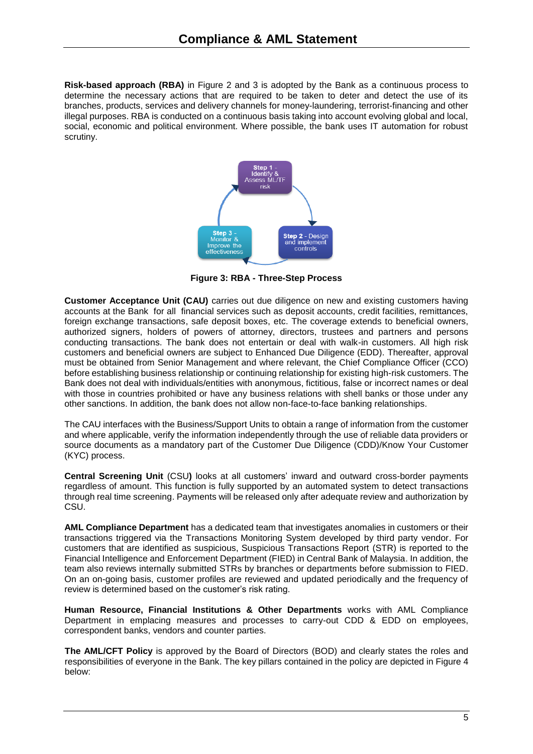**Risk-based approach (RBA)** in Figure 2 and 3 is adopted by the Bank as a continuous process to determine the necessary actions that are required to be taken to deter and detect the use of its branches, products, services and delivery channels for money-laundering, terrorist-financing and other illegal purposes. RBA is conducted on a continuous basis taking into account evolving global and local, social, economic and political environment. Where possible, the bank uses IT automation for robust scrutiny.

Step 1 - Identify & Assess ML/TF risk

Step 2 - Design and implement controls

Step 3 - Monitor & Improve the effectiveness

**Figure 3: RBA - Three-Step Process**

**Customer Acceptance Unit (CAU)** carries out due diligence on new and existing customers having accounts at the Bank for all financial services such as deposit accounts, credit facilities, remittances, foreign exchange transactions, safe deposit boxes, etc. The coverage extends to beneficial owners, authorized signers, holders of powers of attorney, directors, trustees and partners and persons conducting transactions. The bank does not entertain or deal with walk-in customers. All high risk customers and beneficial owners are subject to Enhanced Due Diligence (EDD). Thereafter, approval must be obtained from Senior Management and where relevant, the Chief Compliance Officer (CCO) before establishing business relationship or continuing relationship for existing high-risk customers. The Bank does not deal with individuals/entities with anonymous, fictitious, false or incorrect names or deal with those in countries prohibited or have any business relations with shell banks or those under any other sanctions. In addition, the bank does not allow non-face-to-face banking relationships.

The CAU interfaces with the Business/Support Units to obtain a range of information from the customer and where applicable, verify the information independently through the use of reliable data providers or source documents as a mandatory part of the Customer Due Diligence (CDD)/Know Your Customer (KYC) process.

**Central Screening Unit** (CSU**)** looks at all customers' inward and outward cross-border payments regardless of amount. This function is fully supported by an automated system to detect transactions through real time screening. Payments will be released only after adequate review and authorization by CSU.

**AML Compliance Department** has a dedicated team that investigates anomalies in customers or their transactions triggered via the Transactions Monitoring System developed by third party vendor. For customers that are identified as suspicious, Suspicious Transactions Report (STR) is reported to the Financial Intelligence and Enforcement Department (FIED) in Central Bank of Malaysia. In addition, the team also reviews internally submitted STRs by branches or departments before submission to FIED. On an on-going basis, customer profiles are reviewed and updated periodically and the frequency of review is determined based on the customer's risk rating.

**Human Resource, Financial Institutions & Other Departments** works with AML Compliance Department in emplacing measures and processes to carry-out CDD & EDD on employees, correspondent banks, vendors and counter parties.

**The AML/CFT Policy** is approved by the Board of Directors (BOD) and clearly states the roles and responsibilities of everyone in the Bank. The key pillars contained in the policy are depicted in Figure 4 below: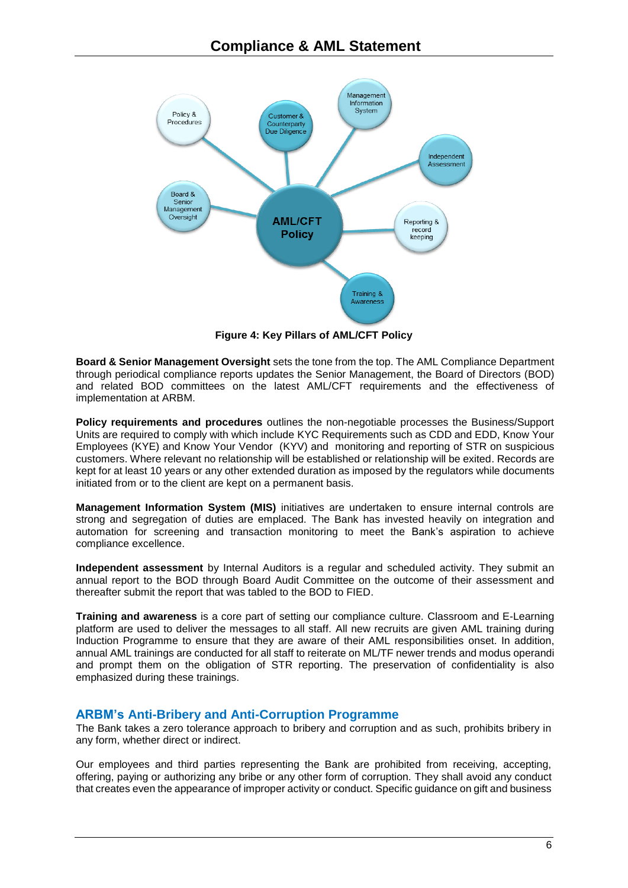# Compliance & AML Statement

AML/CFT Policy

Policy & Procedures

Customer & Counterparty Due Diligence

Management Information System

Independent Assessment

Reporting & record keeping

Training & Awareness

Board & Senior Management Oversight

**Figure 4: Key Pillars of AML/CFT Policy**

**Board & Senior Management Oversight** sets the tone from the top. The AML Compliance Department through periodical compliance reports updates the Senior Management, the Board of Directors (BOD) and related BOD committees on the latest AML/CFT requirements and the effectiveness of implementation at ARBM.

**Policy requirements and procedures** outlines the non-negotiable processes the Business/Support Units are required to comply with which include KYC Requirements such as CDD and EDD, Know Your Employees (KYE) and Know Your Vendor (KYV) and monitoring and reporting of STR on suspicious customers. Where relevant no relationship will be established or relationship will be exited. Records are kept for at least 10 years or any other extended duration as imposed by the regulators while documents initiated from or to the client are kept on a permanent basis.

**Management Information System (MIS)** initiatives are undertaken to ensure internal controls are strong and segregation of duties are emplaced. The Bank has invested heavily on integration and automation for screening and transaction monitoring to meet the Bank's aspiration to achieve compliance excellence.

**Independent assessment** by Internal Auditors is a regular and scheduled activity. They submit an annual report to the BOD through Board Audit Committee on the outcome of their assessment and thereafter submit the report that was tabled to the BOD to FIED.

**Training and awareness** is a core part of setting our compliance culture. Classroom and E-Learning platform are used to deliver the messages to all staff. All new recruits are given AML training during Induction Programme to ensure that they are aware of their AML responsibilities onset. In addition, annual AML trainings are conducted for all staff to reiterate on ML/TF newer trends and modus operandi and prompt them on the obligation of STR reporting. The preservation of confidentiality is also emphasized during these trainings.

## ARBM's Anti-Bribery and Anti-Corruption Programme

The Bank takes a zero tolerance approach to bribery and corruption and as such, prohibits bribery in any form, whether direct or indirect.

Our employees and third parties representing the Bank are prohibited from receiving, accepting, offering, paying or authorizing any bribe or any other form of corruption. They shall avoid any conduct that creates even the appearance of improper activity or conduct. Specific guidance on gift and business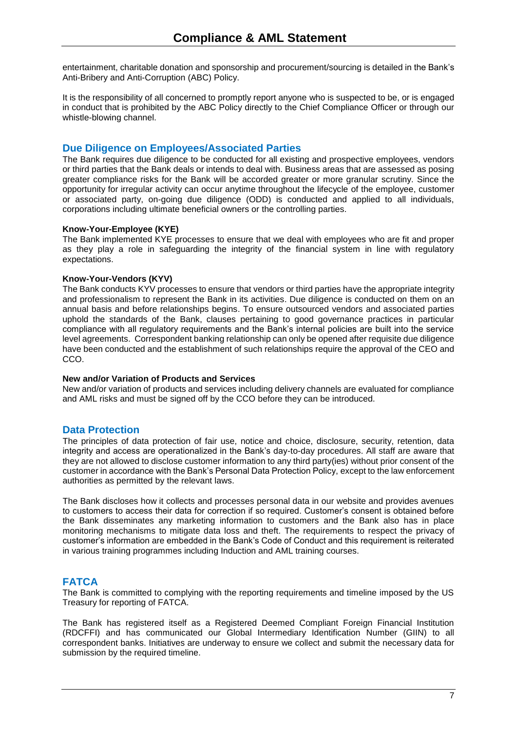entertainment, charitable donation and sponsorship and procurement/sourcing is detailed in the Bank's Anti-Bribery and Anti-Corruption (ABC) Policy.

It is the responsibility of all concerned to promptly report anyone who is suspected to be, or is engaged in conduct that is prohibited by the ABC Policy directly to the Chief Compliance Officer or through our whistle-blowing channel.

## Due Diligence on Employees/Associated Parties

The Bank requires due diligence to be conducted for all existing and prospective employees, vendors or third parties that the Bank deals or intends to deal with. Business areas that are assessed as posing greater compliance risks for the Bank will be accorded greater or more granular scrutiny. Since the opportunity for irregular activity can occur anytime throughout the lifecycle of the employee, customer or associated party, on-going due diligence (ODD) is conducted and applied to all individuals, corporations including ultimate beneficial owners or the controlling parties.

**Know-Your-Employee (KYE)**

The Bank implemented KYE processes to ensure that we deal with employees who are fit and proper as they play a role in safeguarding the integrity of the financial system in line with regulatory expectations.

**Know-Your-Vendors (KYV)**

The Bank conducts KYV processes to ensure that vendors or third parties have the appropriate integrity and professionalism to represent the Bank in its activities. Due diligence is conducted on them on an annual basis and before relationships begins. To ensure outsourced vendors and associated parties uphold the standards of the Bank, clauses pertaining to good governance practices in particular compliance with all regulatory requirements and the Bank's internal policies are built into the service level agreements. Correspondent banking relationship can only be opened after requisite due diligence have been conducted and the establishment of such relationships require the approval of the CEO and CCO.

**New and/or Variation of Products and Services**

New and/or variation of products and services including delivery channels are evaluated for compliance and AML risks and must be signed off by the CCO before they can be introduced.

## Data Protection

The principles of data protection of fair use, notice and choice, disclosure, security, retention, data integrity and access are operationalized in the Bank's day-to-day procedures. All staff are aware that they are not allowed to disclose customer information to any third party(ies) without prior consent of the customer in accordance with the Bank's Personal Data Protection Policy, except to the law enforcement authorities as permitted by the relevant laws.

The Bank discloses how it collects and processes personal data in our website and provides avenues to customers to access their data for correction if so required. Customer's consent is obtained before the Bank disseminates any marketing information to customers and the Bank also has in place monitoring mechanisms to mitigate data loss and theft. The requirements to respect the privacy of customer's information are embedded in the Bank's Code of Conduct and this requirement is reiterated in various training programmes including Induction and AML training courses.

## FATCA

The Bank is committed to complying with the reporting requirements and timeline imposed by the US Treasury for reporting of FATCA.

The Bank has registered itself as a Registered Deemed Compliant Foreign Financial Institution (RDCFFI) and has communicated our Global Intermediary Identification Number (GIIN) to all correspondent banks. Initiatives are underway to ensure we collect and submit the necessary data for submission by the required timeline.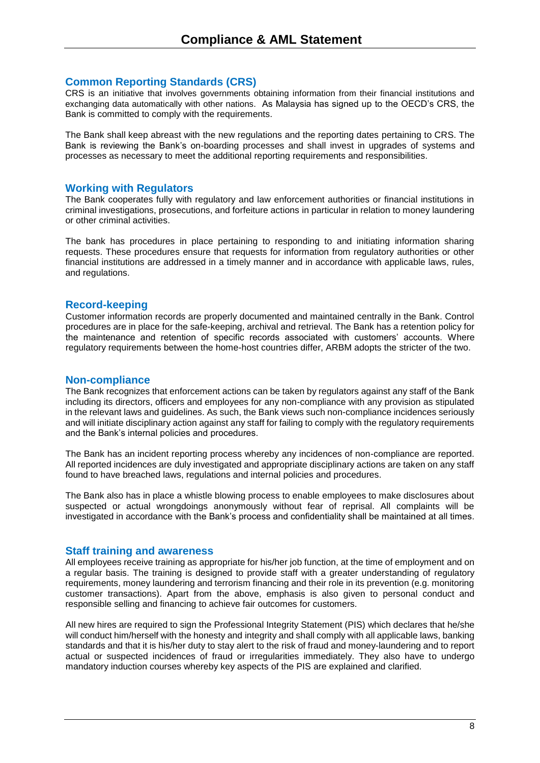## Common Reporting Standards (CRS)

CRS is an initiative that involves governments obtaining information from their financial institutions and exchanging data automatically with other nations. As Malaysia has signed up to the OECD's CRS, the Bank is committed to comply with the requirements.

The Bank shall keep abreast with the new regulations and the reporting dates pertaining to CRS. The Bank is reviewing the Bank's on-boarding processes and shall invest in upgrades of systems and processes as necessary to meet the additional reporting requirements and responsibilities.

## Working with Regulators

The Bank cooperates fully with regulatory and law enforcement authorities or financial institutions in criminal investigations, prosecutions, and forfeiture actions in particular in relation to money laundering or other criminal activities.

The bank has procedures in place pertaining to responding to and initiating information sharing requests. These procedures ensure that requests for information from regulatory authorities or other financial institutions are addressed in a timely manner and in accordance with applicable laws, rules, and regulations.

## Record-keeping

Customer information records are properly documented and maintained centrally in the Bank. Control procedures are in place for the safe-keeping, archival and retrieval. The Bank has a retention policy for the maintenance and retention of specific records associated with customers' accounts. Where regulatory requirements between the home-host countries differ, ARBM adopts the stricter of the two.

## Non-compliance

The Bank recognizes that enforcement actions can be taken by regulators against any staff of the Bank including its directors, officers and employees for any non-compliance with any provision as stipulated in the relevant laws and guidelines. As such, the Bank views such non-compliance incidences seriously and will initiate disciplinary action against any staff for failing to comply with the regulatory requirements and the Bank's internal policies and procedures.

The Bank has an incident reporting process whereby any incidences of non-compliance are reported. All reported incidences are duly investigated and appropriate disciplinary actions are taken on any staff found to have breached laws, regulations and internal policies and procedures.

The Bank also has in place a whistle blowing process to enable employees to make disclosures about suspected or actual wrongdoings anonymously without fear of reprisal. All complaints will be investigated in accordance with the Bank's process and confidentiality shall be maintained at all times.

## Staff training and awareness

All employees receive training as appropriate for his/her job function, at the time of employment and on a regular basis. The training is designed to provide staff with a greater understanding of regulatory requirements, money laundering and terrorism financing and their role in its prevention (e.g. monitoring customer transactions). Apart from the above, emphasis is also given to personal conduct and responsible selling and financing to achieve fair outcomes for customers.

All new hires are required to sign the Professional Integrity Statement (PIS) which declares that he/she will conduct him/herself with the honesty and integrity and shall comply with all applicable laws, banking standards and that it is his/her duty to stay alert to the risk of fraud and money-laundering and to report actual or suspected incidences of fraud or irregularities immediately. They also have to undergo mandatory induction courses whereby key aspects of the PIS are explained and clarified.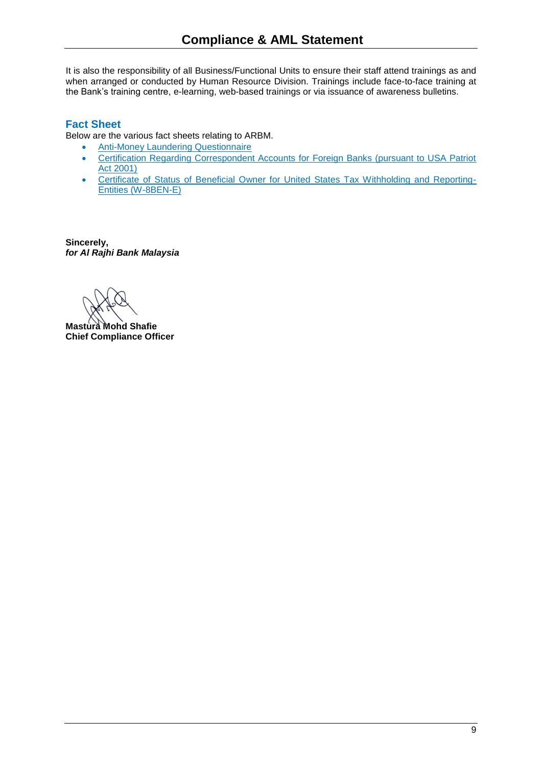# Compliance & AML Statement

It is also the responsibility of all Business/Functional Units to ensure their staff attend trainings as and when arranged or conducted by Human Resource Division. Trainings include face-to-face training at the Bank's training centre, e-learning, web-based trainings or via issuance of awareness bulletins.

## Fact Sheet

Below are the various fact sheets relating to ARBM.

- Anti-Money Laundering Questionnaire
- Certification Regarding Correspondent Accounts for Foreign Banks (pursuant to USA Patriot Act 2001)
- Certificate of Status of Beneficial Owner for United States Tax Withholding and Reporting-Entities (W-8BEN-E)

**Sincerely,**
***for Al Rajhi Bank Malaysia***

**Mastura Mohd Shafie**
**Chief Compliance Officer**